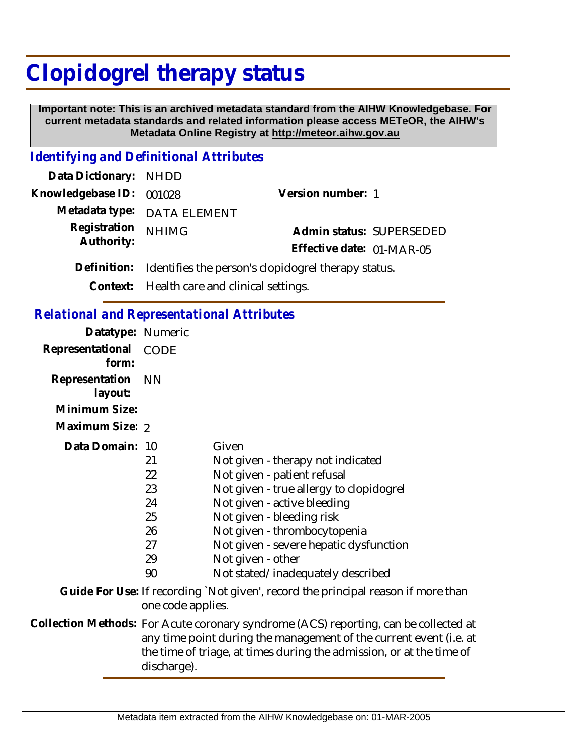# Clopidogrel therapy status

**Important note: This is an archived metadata standard from the AIHW Knowledgebase. For current metadata standards and related information please access METeOR, the AIHW's Metadata Online Registry at http://meteor.aihw.gov.au**

## *Identifying and Definitional Attributes*

**Data Dictionary:** NHDD

**Knowledgebase ID:** 001028

**Version number:** 1

**Metadata type:** DATA ELEMENT

**Registration Authority:** NHIMG

**Admin status:** SUPERSEDED

**Effective date:** 01-MAR-05

**Definition:** Identifies the person's clopidogrel therapy status.

**Context:** Health care and clinical settings.

## *Relational and Representational Attributes*

**Datatype:** Numeric

**Representational form:** CODE

**Representation layout:** NN

**Minimum Size:**

**Maximum Size:** 2

**Data Domain:**

| Code | Description |
|---|---|
| 10 | Given |
| 21 | Not given - therapy not indicated |
| 22 | Not given - patient refusal |
| 23 | Not given - true allergy to clopidogrel |
| 24 | Not given - active bleeding |
| 25 | Not given - bleeding risk |
| 26 | Not given - thrombocytopenia |
| 27 | Not given - severe hepatic dysfunction |
| 29 | Not given - other |
| 90 | Not stated/inadequately described |

**Guide For Use:** If recording `Not given', record the principal reason if more than one code applies.

**Collection Methods:** For Acute coronary syndrome (ACS) reporting, can be collected at any time point during the management of the current event (i.e. at the time of triage, at times during the admission, or at the time of discharge).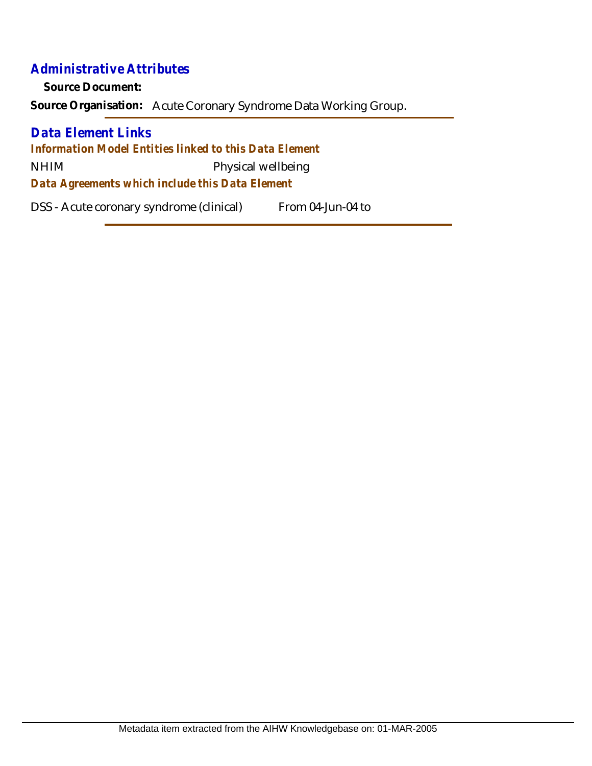## Administrative Attributes

**Source Document:**

**Source Organisation:** Acute Coronary Syndrome Data Working Group.

## Data Element Links

***Information Model Entities linked to this Data Element***

| | |
|---|---|
| NHIM | Physical wellbeing |

***Data Agreements which include this Data Element***

| | |
|---|---|
| DSS - Acute coronary syndrome (clinical) | From 04-Jun-04 to |

Metadata item extracted from the AIHW Knowledgebase on: 01-MAR-2005